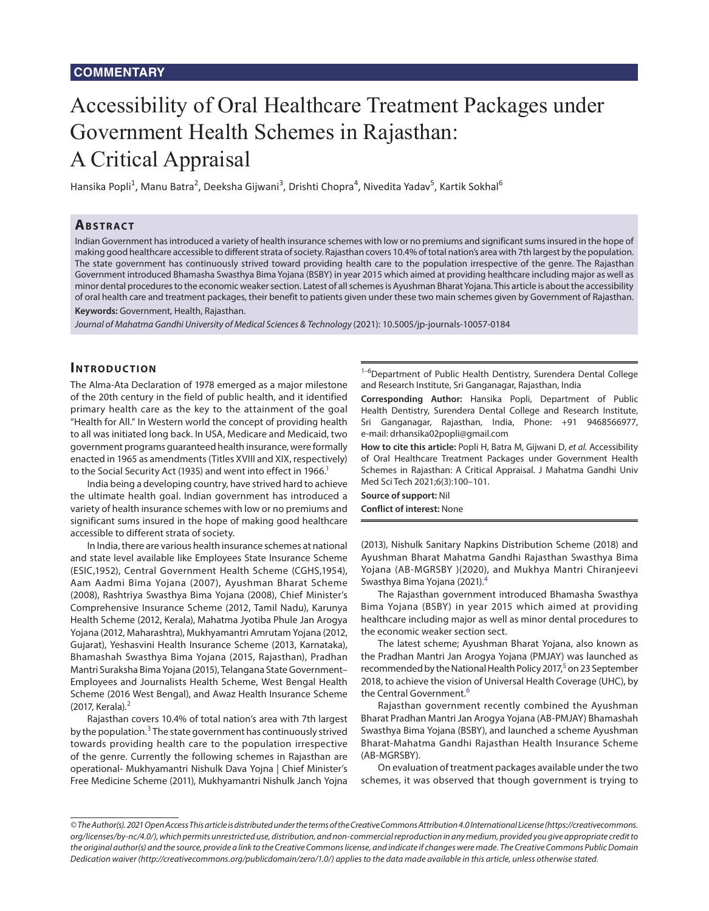**COMMENTARY**

# Accessibility of Oral Healthcare Treatment Packages under Government Health Schemes in Rajasthan: A Critical Appraisal

Hansika Popli[1], Manu Batra[2], Deeksha Gijwani[3], Drishti Chopra[4], Nivedita Yadav[5], Kartik Sokhal[6]

## Abstract

Indian Government has introduced a variety of health insurance schemes with low or no premiums and significant sums insured in the hope of making good healthcare accessible to different strata of society. Rajasthan covers 10.4% of total nation's area with 7th largest by the population. The state government has continuously strived toward providing health care to the population irrespective of the genre. The Rajasthan Government introduced Bhamasha Swasthya Bima Yojana (BSBY) in year 2015 which aimed at providing healthcare including major as well as minor dental procedures to the economic weaker section. Latest of all schemes is Ayushman Bharat Yojana. This article is about the accessibility of oral health care and treatment packages, their benefit to patients given under these two main schemes given by Government of Rajasthan.

**Keywords:** Government, Health, Rajasthan.

*Journal of Mahatma Gandhi University of Medical Sciences & Technology* (2021): 10.5005/jp-journals-10057-0184

## Introduction

The Alma-Ata Declaration of 1978 emerged as a major milestone of the 20th century in the field of public health, and it identified primary health care as the key to the attainment of the goal "Health for All." In Western world the concept of providing health to all was initiated long back. In USA, Medicare and Medicaid, two government programs guaranteed health insurance, were formally enacted in 1965 as amendments (Titles XVIII and XIX, respectively) to the Social Security Act (1935) and went into effect in 1966.[1]

India being a developing country, have strived hard to achieve the ultimate health goal. Indian government has introduced a variety of health insurance schemes with low or no premiums and significant sums insured in the hope of making good healthcare accessible to different strata of society.

In India, there are various health insurance schemes at national and state level available like Employees State Insurance Scheme (ESIC,1952), Central Government Health Scheme (CGHS,1954), Aam Aadmi Bima Yojana (2007), Ayushman Bharat Scheme (2008), Rashtriya Swasthya Bima Yojana (2008), Chief Minister's Comprehensive Insurance Scheme (2012, Tamil Nadu), Karunya Health Scheme (2012, Kerala), Mahatma Jyotiba Phule Jan Arogya Yojana (2012, Maharashtra), Mukhyamantri Amrutam Yojana (2012, Gujarat), Yeshasvini Health Insurance Scheme (2013, Karnataka), Bhamashah Swasthya Bima Yojana (2015, Rajasthan), Pradhan Mantri Suraksha Bima Yojana (2015), Telangana State Government–Employees and Journalists Health Scheme, West Bengal Health Scheme (2016 West Bengal), and Awaz Health Insurance Scheme (2017, Kerala).[2]

Rajasthan covers 10.4% of total nation's area with 7th largest by the population.[3] The state government has continuously strived towards providing health care to the population irrespective of the genre. Currently the following schemes in Rajasthan are operational- Mukhyamantri Nishulk Dava Yojna | Chief Minister's Free Medicine Scheme (2011), Mukhyamantri Nishulk Janch Yojna (2013), Nishulk Sanitary Napkins Distribution Scheme (2018) and Ayushman Bharat Mahatma Gandhi Rajasthan Swasthya Bima Yojana (AB-MGRSBY )(2020), and Mukhya Mantri Chiranjeevi Swasthya Bima Yojana (2021).[4]

The Rajasthan government introduced Bhamasha Swasthya Bima Yojana (BSBY) in year 2015 which aimed at providing healthcare including major as well as minor dental procedures to the economic weaker section sect.

The latest scheme; Ayushman Bharat Yojana, also known as the Pradhan Mantri Jan Arogya Yojana (PMJAY) was launched as recommended by the National Health Policy 2017,[5] on 23 September 2018, to achieve the vision of Universal Health Coverage (UHC), by the Central Government.[6]

Rajasthan government recently combined the Ayushman Bharat Pradhan Mantri Jan Arogya Yojana (AB-PMJAY) Bhamashah Swasthya Bima Yojana (BSBY), and launched a scheme Ayushman Bharat-Mahatma Gandhi Rajasthan Health Insurance Scheme (AB-MGRSBY).

On evaluation of treatment packages available under the two schemes, it was observed that though government is trying to

---

[1–6]Department of Public Health Dentistry, Surendera Dental College and Research Institute, Sri Ganganagar, Rajasthan, India

**Corresponding Author:** Hansika Popli, Department of Public Health Dentistry, Surendera Dental College and Research Institute, Sri Ganganagar, Rajasthan, India, Phone: +91 9468566977, e-mail: drhansika02popli@gmail.com

**How to cite this article:** Popli H, Batra M, Gijwani D, *et al.* Accessibility of Oral Healthcare Treatment Packages under Government Health Schemes in Rajasthan: A Critical Appraisal. J Mahatma Gandhi Univ Med Sci Tech 2021;6(3):100–101.

**Source of support:** Nil

**Conflict of interest:** None

---

*© The Author(s). 2021 Open Access This article is distributed under the terms of the Creative Commons Attribution 4.0 International License (https://creativecommons.org/licenses/by-nc/4.0/), which permits unrestricted use, distribution, and non-commercial reproduction in any medium, provided you give appropriate credit to the original author(s) and the source, provide a link to the Creative Commons license, and indicate if changes were made. The Creative Commons Public Domain Dedication waiver (http://creativecommons.org/publicdomain/zero/1.0/) applies to the data made available in this article, unless otherwise stated.*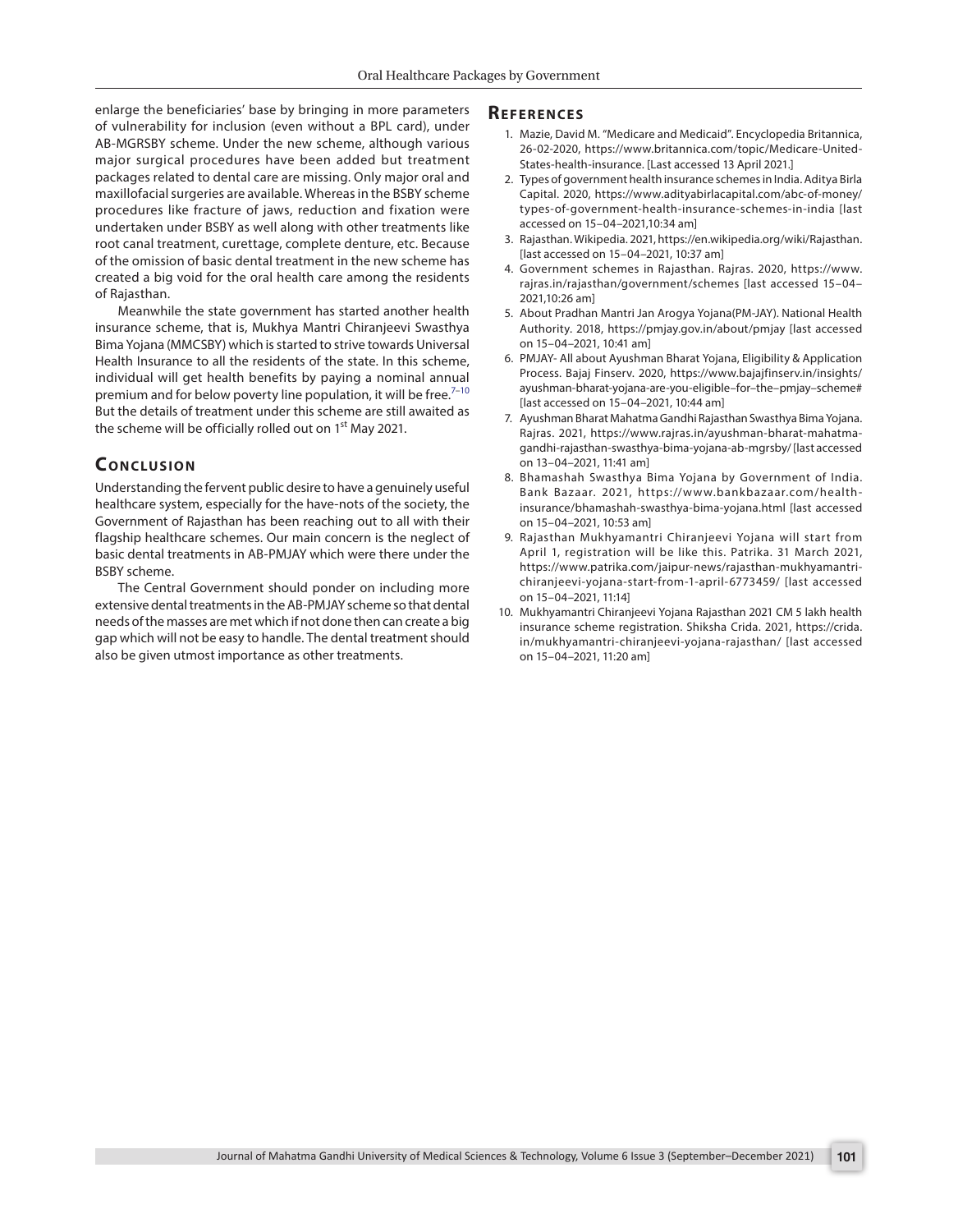enlarge the beneficiaries' base by bringing in more parameters of vulnerability for inclusion (even without a BPL card), under AB-MGRSBY scheme. Under the new scheme, although various major surgical procedures have been added but treatment packages related to dental care are missing. Only major oral and maxillofacial surgeries are available. Whereas in the BSBY scheme procedures like fracture of jaws, reduction and fixation were undertaken under BSBY as well along with other treatments like root canal treatment, curettage, complete denture, etc. Because of the omission of basic dental treatment in the new scheme has created a big void for the oral health care among the residents of Rajasthan.

Meanwhile the state government has started another health insurance scheme, that is, Mukhya Mantri Chiranjeevi Swasthya Bima Yojana (MMCSBY) which is started to strive towards Universal Health Insurance to all the residents of the state. In this scheme, individual will get health benefits by paying a nominal annual premium and for below poverty line population, it will be free.[7–10] But the details of treatment under this scheme are still awaited as the scheme will be officially rolled out on 1st May 2021.

## Conclusion

Understanding the fervent public desire to have a genuinely useful healthcare system, especially for the have-nots of the society, the Government of Rajasthan has been reaching out to all with their flagship healthcare schemes. Our main concern is the neglect of basic dental treatments in AB-PMJAY which were there under the BSBY scheme.

The Central Government should ponder on including more extensive dental treatments in the AB-PMJAY scheme so that dental needs of the masses are met which if not done then can create a big gap which will not be easy to handle. The dental treatment should also be given utmost importance as other treatments.

## References

1. Mazie, David M. "Medicare and Medicaid". Encyclopedia Britannica, 26-02-2020, https://www.britannica.com/topic/Medicare-United-States-health-insurance. [Last accessed 13 April 2021.]
2. Types of government health insurance schemes in India. Aditya Birla Capital. 2020, https://www.adityabirlacapital.com/abc-of-money/types-of-government-health-insurance-schemes-in-india [last accessed on 15–04–2021,10:34 am]
3. Rajasthan. Wikipedia. 2021, https://en.wikipedia.org/wiki/Rajasthan. [last accessed on 15–04–2021, 10:37 am]
4. Government schemes in Rajasthan. Rajras. 2020, https://www.rajras.in/rajasthan/government/schemes [last accessed 15–04–2021,10:26 am]
5. About Pradhan Mantri Jan Arogya Yojana(PM-JAY). National Health Authority. 2018, https://pmjay.gov.in/about/pmjay [last accessed on 15–04–2021, 10:41 am]
6. PMJAY- All about Ayushman Bharat Yojana, Eligibility & Application Process. Bajaj Finserv. 2020, https://www.bajajfinserv.in/insights/ayushman-bharat-yojana-are-you-eligible–for–the–pmjay–scheme# [last accessed on 15–04–2021, 10:44 am]
7. Ayushman Bharat Mahatma Gandhi Rajasthan Swasthya Bima Yojana. Rajras. 2021, https://www.rajras.in/ayushman-bharat-mahatma-gandhi-rajasthan-swasthya-bima-yojana-ab-mgrsby/ [last accessed on 13–04–2021, 11:41 am]
8. Bhamashah Swasthya Bima Yojana by Government of India. Bank Bazaar. 2021, https://www.bankbazaar.com/health-insurance/bhamashah-swasthya-bima-yojana.html [last accessed on 15–04–2021, 10:53 am]
9. Rajasthan Mukhyamantri Chiranjeevi Yojana will start from April 1, registration will be like this. Patrika. 31 March 2021, https://www.patrika.com/jaipur-news/rajasthan-mukhyamantri-chiranjeevi-yojana-start-from-1-april-6773459/ [last accessed on 15–04–2021, 11:14]
10. Mukhyamantri Chiranjeevi Yojana Rajasthan 2021 CM 5 lakh health insurance scheme registration. Shiksha Crida. 2021, https://crida.in/mukhyamantri-chiranjeevi-yojana-rajasthan/ [last accessed on 15–04–2021, 11:20 am]